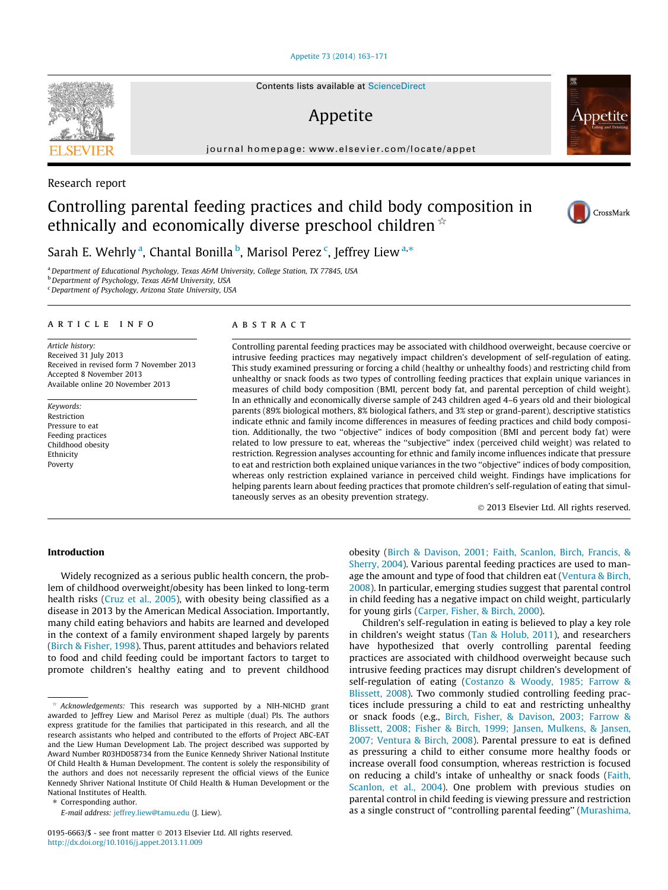Research report

# Controlling parental feeding practices and child body composition in ethnically and economically diverse preschool children ☆

Sarah E. Wehrly [a], Chantal Bonilla [b], Marisol Perez [c], Jeffrey Liew [a,*]

[a] Department of Educational Psychology, Texas A&M University, College Station, TX 77845, USA
[b] Department of Psychology, Texas A&M University, USA
[c] Department of Psychology, Arizona State University, USA

## ARTICLE INFO

*Article history:*
Received 31 July 2013
Received in revised form 7 November 2013
Accepted 8 November 2013
Available online 20 November 2013

*Keywords:*
Restriction
Pressure to eat
Feeding practices
Childhood obesity
Ethnicity
Poverty

## ABSTRACT

Controlling parental feeding practices may be associated with childhood overweight, because coercive or intrusive feeding practices may negatively impact children's development of self-regulation of eating. This study examined pressuring or forcing a child (healthy or unhealthy foods) and restricting child from unhealthy or snack foods as two types of controlling feeding practices that explain unique variances in measures of child body composition (BMI, percent body fat, and parental perception of child weight). In an ethnically and economically diverse sample of 243 children aged 4–6 years old and their biological parents (89% biological mothers, 8% biological fathers, and 3% step or grand-parent), descriptive statistics indicate ethnic and family income differences in measures of feeding practices and child body composition. Additionally, the two "objective" indices of body composition (BMI and percent body fat) were related to low pressure to eat, whereas the "subjective" index (perceived child weight) was related to restriction. Regression analyses accounting for ethnic and family income influences indicate that pressure to eat and restriction both explained unique variances in the two "objective" indices of body composition, whereas only restriction explained variance in perceived child weight. Findings have implications for helping parents learn about feeding practices that promote children's self-regulation of eating that simultaneously serves as an obesity prevention strategy.

© 2013 Elsevier Ltd. All rights reserved.

## Introduction

Widely recognized as a serious public health concern, the problem of childhood overweight/obesity has been linked to long-term health risks (Cruz et al., 2005), with obesity being classified as a disease in 2013 by the American Medical Association. Importantly, many child eating behaviors and habits are learned and developed in the context of a family environment shaped largely by parents (Birch & Fisher, 1998). Thus, parent attitudes and behaviors related to food and child feeding could be important factors to target to promote children's healthy eating and to prevent childhood obesity (Birch & Davison, 2001; Faith, Scanlon, Birch, Francis, & Sherry, 2004). Various parental feeding practices are used to manage the amount and type of food that children eat (Ventura & Birch, 2008). In particular, emerging studies suggest that parental control in child feeding has a negative impact on child weight, particularly for young girls (Carper, Fisher, & Birch, 2000).

Children's self-regulation in eating is believed to play a key role in children's weight status (Tan & Holub, 2011), and researchers have hypothesized that overly controlling parental feeding practices are associated with childhood overweight because such intrusive feeding practices may disrupt children's development of self-regulation of eating (Costanzo & Woody, 1985; Farrow & Blissett, 2008). Two commonly studied controlling feeding practices include pressuring a child to eat and restricting unhealthy or snack foods (e.g., Birch, Fisher, & Davison, 2003; Farrow & Blissett, 2008; Fisher & Birch, 1999; Jansen, Mulkens, & Jansen, 2007; Ventura & Birch, 2008). Parental pressure to eat is defined as pressuring a child to either consume more healthy foods or increase overall food consumption, whereas restriction is focused on reducing a child's intake of unhealthy or snack foods (Faith, Scanlon, et al., 2004). One problem with previous studies on parental control in child feeding is viewing pressure and restriction as a single construct of "controlling parental feeding" (Murashima,

---

☆ *Acknowledgements:* This research was supported by a NIH-NICHD grant awarded to Jeffrey Liew and Marisol Perez as multiple (dual) PIs. The authors express gratitude for the families that participated in this research, and all the research assistants who helped and contributed to the efforts of Project ABC-EAT and the Liew Human Development Lab. The project described was supported by Award Number R03HD058734 from the Eunice Kennedy Shriver National Institute Of Child Health & Human Development. The content is solely the responsibility of the authors and does not necessarily represent the official views of the Eunice Kennedy Shriver National Institute Of Child Health & Human Development or the National Institutes of Health.

\* Corresponding author.
E-mail address: jeffrey.liew@tamu.edu (J. Liew).

0195-6663/$ - see front matter © 2013 Elsevier Ltd. All rights reserved.
http://dx.doi.org/10.1016/j.appet.2013.11.009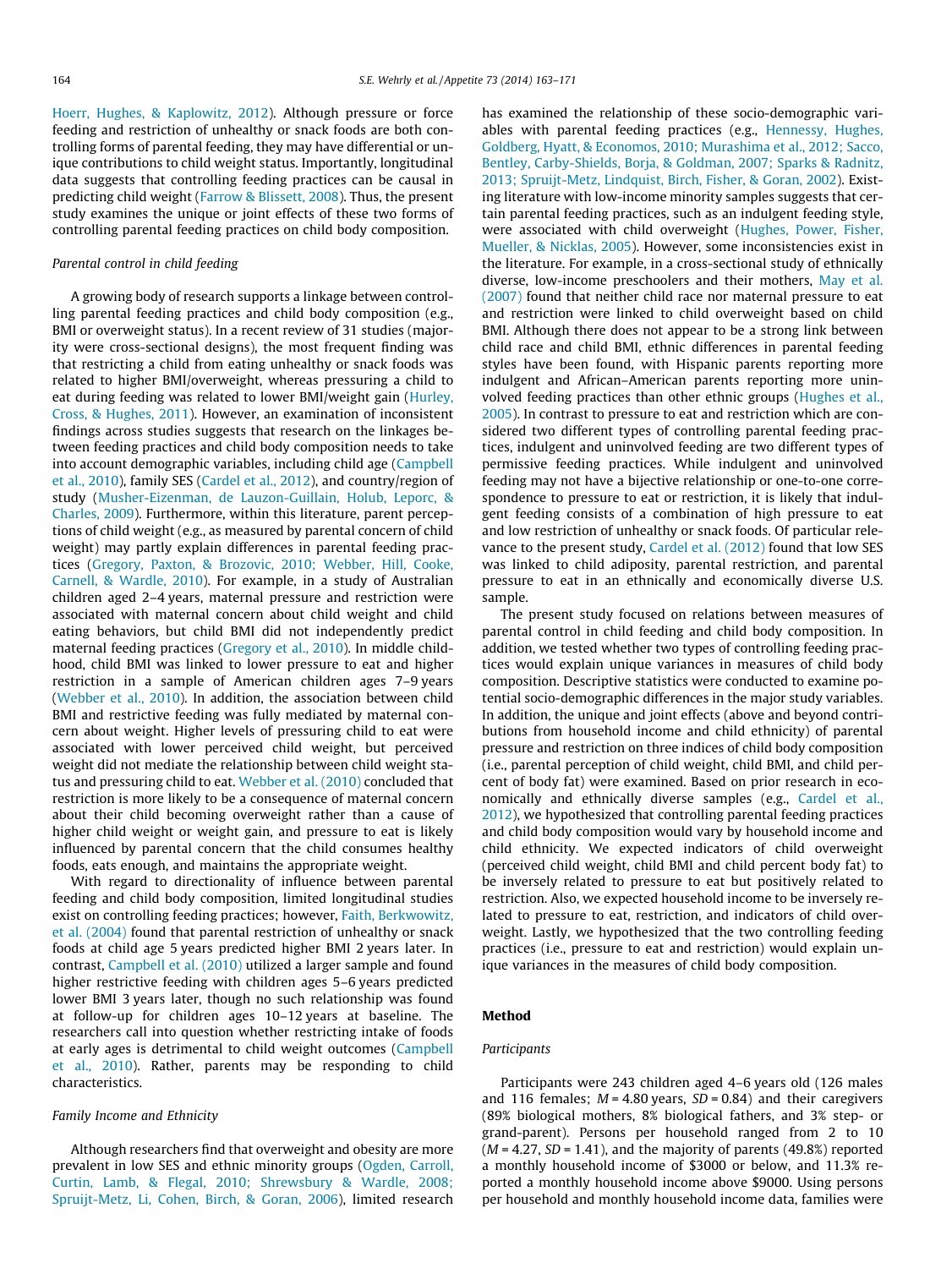Hoerr, Hughes, & Kaplowitz, 2012). Although pressure or force feeding and restriction of unhealthy or snack foods are both controlling forms of parental feeding, they may have differential or unique contributions to child weight status. Importantly, longitudinal data suggests that controlling feeding practices can be causal in predicting child weight (Farrow & Blissett, 2008). Thus, the present study examines the unique or joint effects of these two forms of controlling parental feeding practices on child body composition.

*Parental control in child feeding*

A growing body of research supports a linkage between controlling parental feeding practices and child body composition (e.g., BMI or overweight status). In a recent review of 31 studies (majority were cross-sectional designs), the most frequent finding was that restricting a child from eating unhealthy or snack foods was related to higher BMI/overweight, whereas pressuring a child to eat during feeding was related to lower BMI/weight gain (Hurley, Cross, & Hughes, 2011). However, an examination of inconsistent findings across studies suggests that research on the linkages between feeding practices and child body composition needs to take into account demographic variables, including child age (Campbell et al., 2010), family SES (Cardel et al., 2012), and country/region of study (Musher-Eizenman, de Lauzon-Guillain, Holub, Leporc, & Charles, 2009). Furthermore, within this literature, parent perceptions of child weight (e.g., as measured by parental concern of child weight) may partly explain differences in parental feeding practices (Gregory, Paxton, & Brozovic, 2010; Webber, Hill, Cooke, Carnell, & Wardle, 2010). For example, in a study of Australian children aged 2–4 years, maternal pressure and restriction were associated with maternal concern about child weight and child eating behaviors, but child BMI did not independently predict maternal feeding practices (Gregory et al., 2010). In middle childhood, child BMI was linked to lower pressure to eat and higher restriction in a sample of American children ages 7–9 years (Webber et al., 2010). In addition, the association between child BMI and restrictive feeding was fully mediated by maternal concern about weight. Higher levels of pressuring child to eat were associated with lower perceived child weight, but perceived weight did not mediate the relationship between child weight status and pressuring child to eat. Webber et al. (2010) concluded that restriction is more likely to be a consequence of maternal concern about their child becoming overweight rather than a cause of higher child weight or weight gain, and pressure to eat is likely influenced by parental concern that the child consumes healthy foods, eats enough, and maintains the appropriate weight.

With regard to directionality of influence between parental feeding and child body composition, limited longitudinal studies exist on controlling feeding practices; however, Faith, Berkwowitz, et al. (2004) found that parental restriction of unhealthy or snack foods at child age 5 years predicted higher BMI 2 years later. In contrast, Campbell et al. (2010) utilized a larger sample and found higher restrictive feeding with children ages 5–6 years predicted lower BMI 3 years later, though no such relationship was found at follow-up for children ages 10–12 years at baseline. The researchers call into question whether restricting intake of foods at early ages is detrimental to child weight outcomes (Campbell et al., 2010). Rather, parents may be responding to child characteristics.

*Family Income and Ethnicity*

Although researchers find that overweight and obesity are more prevalent in low SES and ethnic minority groups (Ogden, Carroll, Curtin, Lamb, & Flegal, 2010; Shrewsbury & Wardle, 2008; Spruijt-Metz, Li, Cohen, Birch, & Goran, 2006), limited research has examined the relationship of these socio-demographic variables with parental feeding practices (e.g., Hennessy, Hughes, Goldberg, Hyatt, & Economos, 2010; Murashima et al., 2012; Sacco, Bentley, Carby-Shields, Borja, & Goldman, 2007; Sparks & Radnitz, 2013; Spruijt-Metz, Lindquist, Birch, Fisher, & Goran, 2002). Existing literature with low-income minority samples suggests that certain parental feeding practices, such as an indulgent feeding style, were associated with child overweight (Hughes, Power, Fisher, Mueller, & Nicklas, 2005). However, some inconsistencies exist in the literature. For example, in a cross-sectional study of ethnically diverse, low-income preschoolers and their mothers, May et al. (2007) found that neither child race nor maternal pressure to eat and restriction were linked to child overweight based on child BMI. Although there does not appear to be a strong link between child race and child BMI, ethnic differences in parental feeding styles have been found, with Hispanic parents reporting more indulgent and African–American parents reporting more uninvolved feeding practices than other ethnic groups (Hughes et al., 2005). In contrast to pressure to eat and restriction which are considered two different types of controlling parental feeding practices, indulgent and uninvolved feeding are two different types of permissive feeding practices. While indulgent and uninvolved feeding may not have a bijective relationship or one-to-one correspondence to pressure to eat or restriction, it is likely that indulgent feeding consists of a combination of high pressure to eat and low restriction of unhealthy or snack foods. Of particular relevance to the present study, Cardel et al. (2012) found that low SES was linked to child adiposity, parental restriction, and parental pressure to eat in an ethnically and economically diverse U.S. sample.

The present study focused on relations between measures of parental control in child feeding and child body composition. In addition, we tested whether two types of controlling feeding practices would explain unique variances in measures of child body composition. Descriptive statistics were conducted to examine potential socio-demographic differences in the major study variables. In addition, the unique and joint effects (above and beyond contributions from household income and child ethnicity) of parental pressure and restriction on three indices of child body composition (i.e., parental perception of child weight, child BMI, and child percent of body fat) were examined. Based on prior research in economically and ethnically diverse samples (e.g., Cardel et al., 2012), we hypothesized that controlling parental feeding practices and child body composition would vary by household income and child ethnicity. We expected indicators of child overweight (perceived child weight, child BMI and child percent body fat) to be inversely related to pressure to eat but positively related to restriction. Also, we expected household income to be inversely related to pressure to eat, restriction, and indicators of child overweight. Lastly, we hypothesized that the two controlling feeding practices (i.e., pressure to eat and restriction) would explain unique variances in the measures of child body composition.

## Method

*Participants*

Participants were 243 children aged 4–6 years old (126 males and 116 females; $M = 4.80$ years, $SD = 0.84$) and their caregivers (89% biological mothers, 8% biological fathers, and 3% step- or grand-parent). Persons per household ranged from 2 to 10 ($M = 4.27$, $SD = 1.41$), and the majority of parents (49.8%) reported a monthly household income of $3000 or below, and 11.3% reported a monthly household income above $9000. Using persons per household and monthly household income data, families were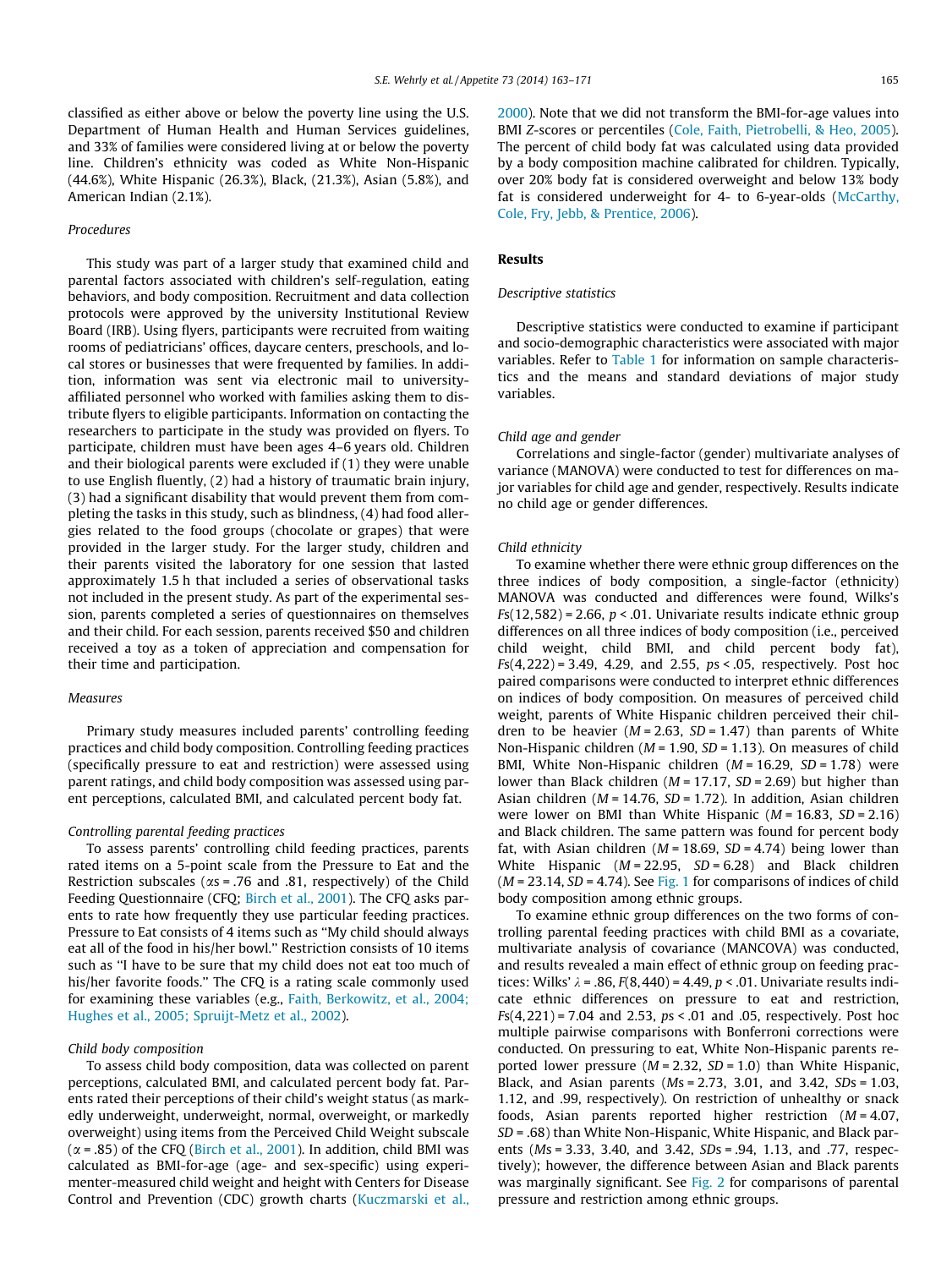classified as either above or below the poverty line using the U.S. Department of Human Health and Human Services guidelines, and 33% of families were considered living at or below the poverty line. Children's ethnicity was coded as White Non-Hispanic (44.6%), White Hispanic (26.3%), Black, (21.3%), Asian (5.8%), and American Indian (2.1%).

### *Procedures*

This study was part of a larger study that examined child and parental factors associated with children's self-regulation, eating behaviors, and body composition. Recruitment and data collection protocols were approved by the university Institutional Review Board (IRB). Using flyers, participants were recruited from waiting rooms of pediatricians' offices, daycare centers, preschools, and local stores or businesses that were frequented by families. In addition, information was sent via electronic mail to university-affiliated personnel who worked with families asking them to distribute flyers to eligible participants. Information on contacting the researchers to participate in the study was provided on flyers. To participate, children must have been ages 4–6 years old. Children and their biological parents were excluded if (1) they were unable to use English fluently, (2) had a history of traumatic brain injury, (3) had a significant disability that would prevent them from completing the tasks in this study, such as blindness, (4) had food allergies related to the food groups (chocolate or grapes) that were provided in the larger study. For the larger study, children and their parents visited the laboratory for one session that lasted approximately 1.5 h that included a series of observational tasks not included in the present study. As part of the experimental session, parents completed a series of questionnaires on themselves and their child. For each session, parents received $50 and children received a toy as a token of appreciation and compensation for their time and participation.

### *Measures*

Primary study measures included parents' controlling feeding practices and child body composition. Controlling feeding practices (specifically pressure to eat and restriction) were assessed using parent ratings, and child body composition was assessed using parent perceptions, calculated BMI, and calculated percent body fat.

#### *Controlling parental feeding practices*

To assess parents' controlling child feeding practices, parents rated items on a 5-point scale from the Pressure to Eat and the Restriction subscales ($\alpha$s = .76 and .81, respectively) of the Child Feeding Questionnaire (CFQ; Birch et al., 2001). The CFQ asks parents to rate how frequently they use particular feeding practices. Pressure to Eat consists of 4 items such as "My child should always eat all of the food in his/her bowl." Restriction consists of 10 items such as "I have to be sure that my child does not eat too much of his/her favorite foods." The CFQ is a rating scale commonly used for examining these variables (e.g., Faith, Berkowitz, et al., 2004; Hughes et al., 2005; Spruijt-Metz et al., 2002).

#### *Child body composition*

To assess child body composition, data was collected on parent perceptions, calculated BMI, and calculated percent body fat. Parents rated their perceptions of their child's weight status (as markedly underweight, underweight, normal, overweight, or markedly overweight) using items from the Perceived Child Weight subscale ($\alpha$ = .85) of the CFQ (Birch et al., 2001). In addition, child BMI was calculated as BMI-for-age (age- and sex-specific) using experimenter-measured child weight and height with Centers for Disease Control and Prevention (CDC) growth charts (Kuczmarski et al., 2000). Note that we did not transform the BMI-for-age values into BMI *Z*-scores or percentiles (Cole, Faith, Pietrobelli, & Heo, 2005). The percent of child body fat was calculated using data provided by a body composition machine calibrated for children. Typically, over 20% body fat is considered overweight and below 13% body fat is considered underweight for 4- to 6-year-olds (McCarthy, Cole, Fry, Jebb, & Prentice, 2006).

## Results

### *Descriptive statistics*

Descriptive statistics were conducted to examine if participant and socio-demographic characteristics were associated with major variables. Refer to Table 1 for information on sample characteristics and the means and standard deviations of major study variables.

#### *Child age and gender*

Correlations and single-factor (gender) multivariate analyses of variance (MANOVA) were conducted to test for differences on major variables for child age and gender, respectively. Results indicate no child age or gender differences.

#### *Child ethnicity*

To examine whether there were ethnic group differences on the three indices of body composition, a single-factor (ethnicity) MANOVA was conducted and differences were found, Wilks's $Fs(12,582) = 2.66$, $p < .01$. Univariate results indicate ethnic group differences on all three indices of body composition (i.e., perceived child weight, child BMI, and child percent body fat), $Fs(4,222) = 3.49$, 4.29, and 2.55, $ps < .05$, respectively. Post hoc paired comparisons were conducted to interpret ethnic differences on indices of body composition. On measures of perceived child weight, parents of White Hispanic children perceived their children to be heavier ($M = 2.63$, $SD = 1.47$) than parents of White Non-Hispanic children ($M = 1.90$, $SD = 1.13$). On measures of child BMI, White Non-Hispanic children ($M = 16.29$, $SD = 1.78$) were lower than Black children ($M = 17.17$, $SD = 2.69$) but higher than Asian children ($M = 14.76$, $SD = 1.72$). In addition, Asian children were lower on BMI than White Hispanic ($M = 16.83$, $SD = 2.16$) and Black children. The same pattern was found for percent body fat, with Asian children ($M = 18.69$, $SD = 4.74$) being lower than White Hispanic ($M = 22.95$, $SD = 6.28$) and Black children ($M = 23.14$, $SD = 4.74$). See Fig. 1 for comparisons of indices of child body composition among ethnic groups.

To examine ethnic group differences on the two forms of controlling parental feeding practices with child BMI as a covariate, multivariate analysis of covariance (MANCOVA) was conducted, and results revealed a main effect of ethnic group on feeding practices: Wilks' $\lambda = .86$, $F(8,440) = 4.49$, $p < .01$. Univariate results indicate ethnic differences on pressure to eat and restriction, $Fs(4,221) = 7.04$ and 2.53, $ps < .01$ and .05, respectively. Post hoc multiple pairwise comparisons with Bonferroni corrections were conducted. On pressuring to eat, White Non-Hispanic parents reported lower pressure ($M = 2.32$, $SD = 1.0$) than White Hispanic, Black, and Asian parents ($Ms = 2.73$, 3.01, and 3.42, $SDs = 1.03$, 1.12, and .99, respectively). On restriction of unhealthy or snack foods, Asian parents reported higher restriction ($M = 4.07$, $SD = .68$) than White Non-Hispanic, White Hispanic, and Black parents ($Ms = 3.33$, 3.40, and 3.42, $SDs = .94$, 1.13, and .77, respectively); however, the difference between Asian and Black parents was marginally significant. See Fig. 2 for comparisons of parental pressure and restriction among ethnic groups.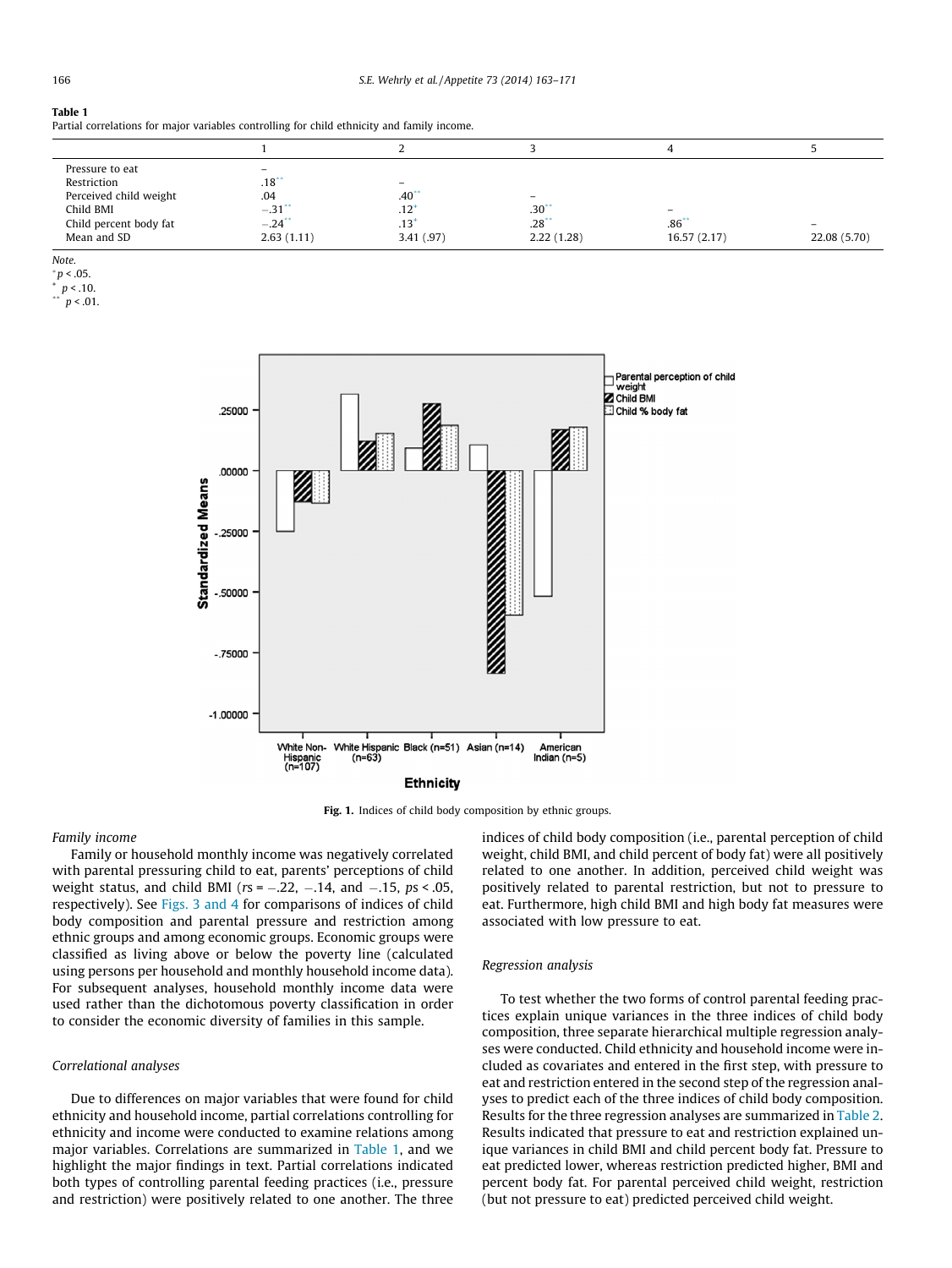**Table 1**
Partial correlations for major variables controlling for child ethnicity and family income.

| | 1 | 2 | 3 | 4 | 5 |
|---|---|---|---|---|---|
| Pressure to eat | – | | | | |
| Restriction | .18** | – | | | |
| Perceived child weight | .04 | .40** | – | | |
| Child BMI | −.31** | .12* | .30** | – | |
| Child percent body fat | −.24** | .13* | .28** | .86** | – |
| Mean and SD | 2.63 (1.11) | 3.41 (.97) | 2.22 (1.28) | 16.57 (2.17) | 22.08 (5.70) |

*Note.*
* $p < .05$.
* $p < .10$.
** $p < .01$.

**Fig. 1.** Indices of child body composition by ethnic groups.

*Family income*

Family or household monthly income was negatively correlated with parental pressuring child to eat, parents' perceptions of child weight status, and child BMI ($rs = -.22$, $-.14$, and $-.15$, $ps < .05$, respectively). See Figs. 3 and 4 for comparisons of indices of child body composition and parental pressure and restriction among ethnic groups and among economic groups. Economic groups were classified as living above or below the poverty line (calculated using persons per household and monthly household income data). For subsequent analyses, household monthly income data were used rather than the dichotomous poverty classification in order to consider the economic diversity of families in this sample.

*Correlational analyses*

Due to differences on major variables that were found for child ethnicity and household income, partial correlations controlling for ethnicity and income were conducted to examine relations among major variables. Correlations are summarized in Table 1, and we highlight the major findings in text. Partial correlations indicated both types of controlling parental feeding practices (i.e., pressure and restriction) were positively related to one another. The three indices of child body composition (i.e., parental perception of child weight, child BMI, and child percent of body fat) were all positively related to one another. In addition, perceived child weight was positively related to parental restriction, but not to pressure to eat. Furthermore, high child BMI and high body fat measures were associated with low pressure to eat.

*Regression analysis*

To test whether the two forms of control parental feeding practices explain unique variances in the three indices of child body composition, three separate hierarchical multiple regression analyses were conducted. Child ethnicity and household income were included as covariates and entered in the first step, with pressure to eat and restriction entered in the second step of the regression analyses to predict each of the three indices of child body composition. Results for the three regression analyses are summarized in Table 2. Results indicated that pressure to eat and restriction explained unique variances in child BMI and child percent body fat. Pressure to eat predicted lower, whereas restriction predicted higher, BMI and percent body fat. For parental perceived child weight, restriction (but not pressure to eat) predicted perceived child weight.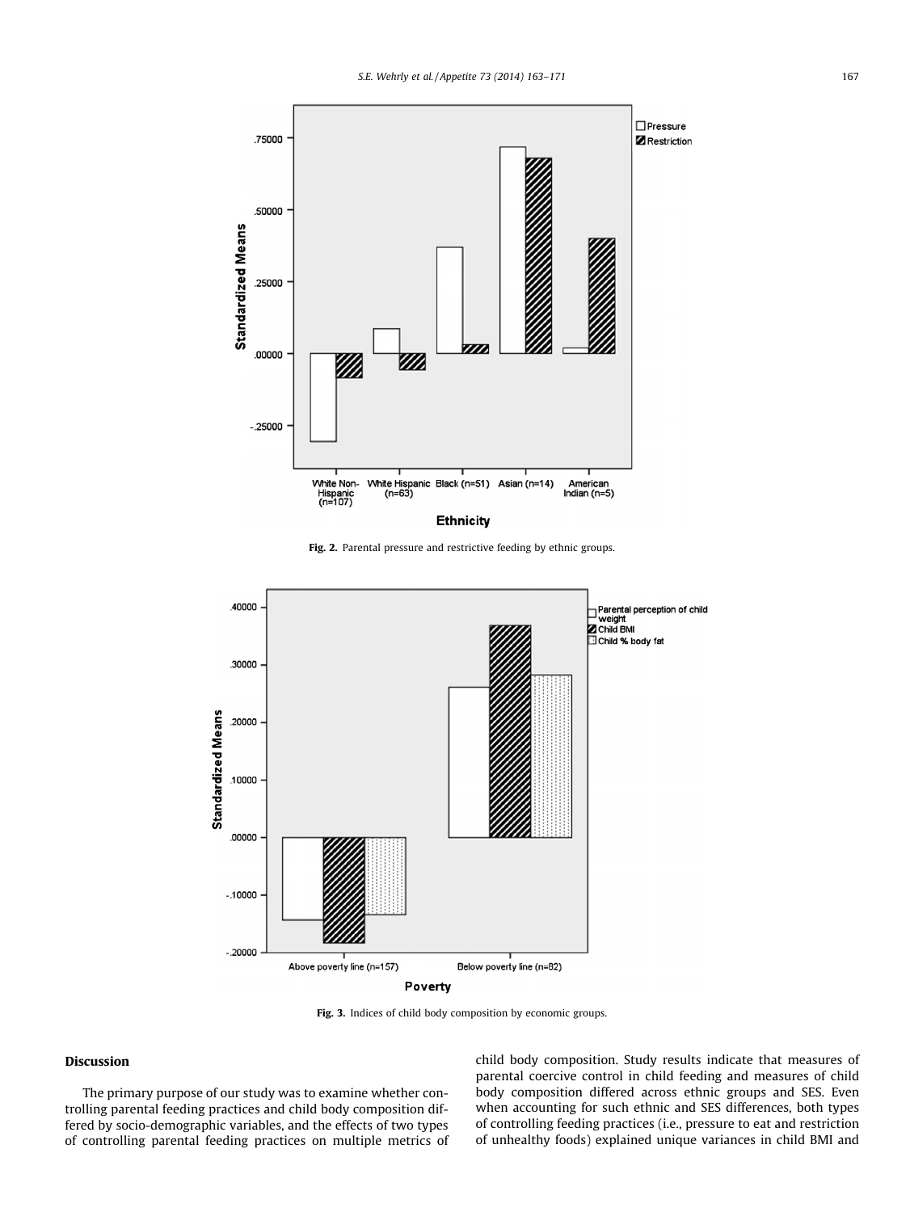Fig. 2. Parental pressure and restrictive feeding by ethnic groups.

Fig. 3. Indices of child body composition by economic groups.

## Discussion

The primary purpose of our study was to examine whether controlling parental feeding practices and child body composition differed by socio-demographic variables, and the effects of two types of controlling parental feeding practices on multiple metrics of child body composition. Study results indicate that measures of parental coercive control in child feeding and measures of child body composition differed across ethnic groups and SES. Even when accounting for such ethnic and SES differences, both types of controlling feeding practices (i.e., pressure to eat and restriction of unhealthy foods) explained unique variances in child BMI and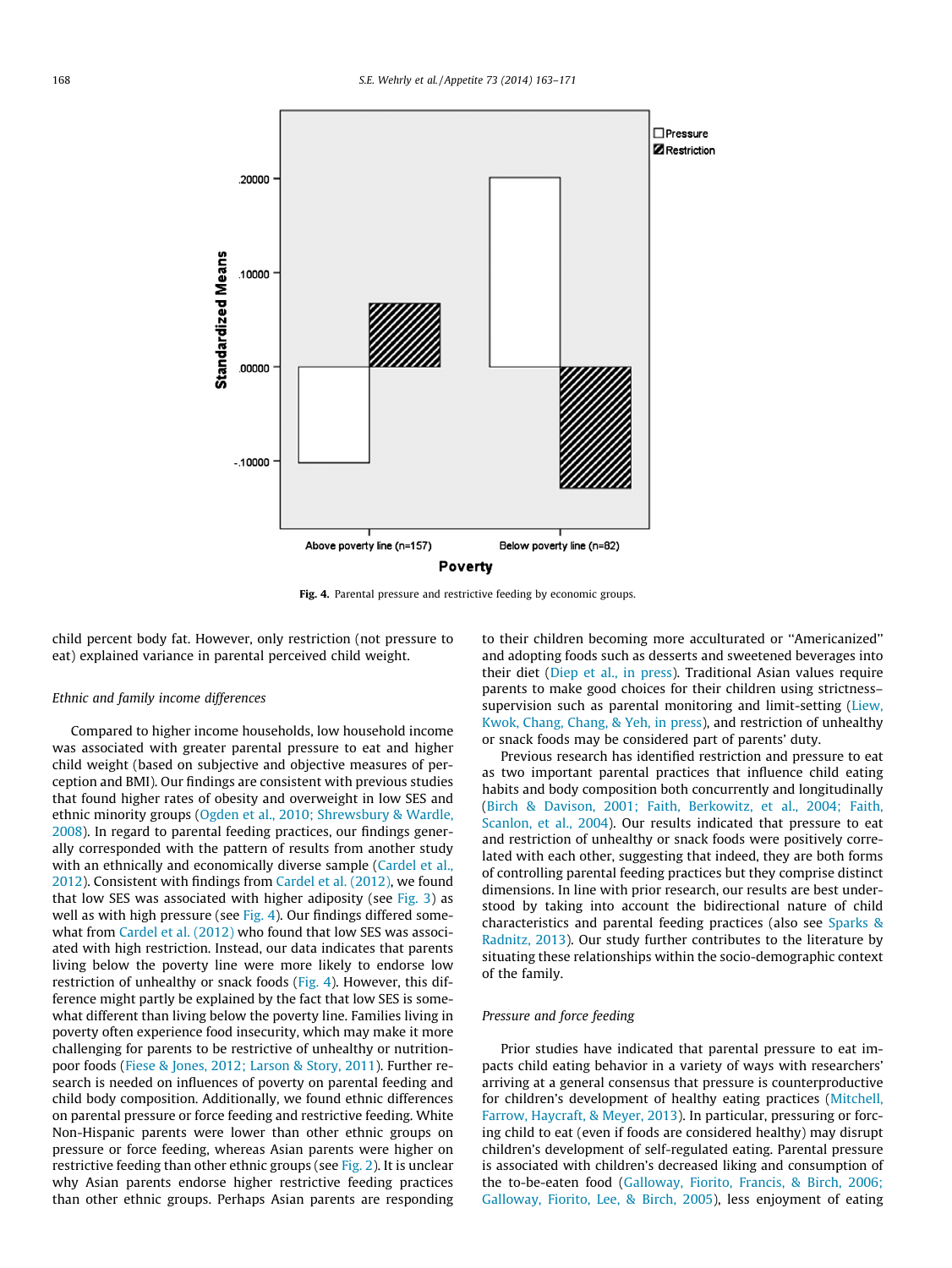Pressure

Restriction

.20000

.10000

.00000

-.10000

Standardized Means

Above poverty line (n=157)

Below poverty line (n=82)

Poverty

**Fig. 4.** Parental pressure and restrictive feeding by economic groups.

child percent body fat. However, only restriction (not pressure to eat) explained variance in parental perceived child weight.

### *Ethnic and family income differences*

Compared to higher income households, low household income was associated with greater parental pressure to eat and higher child weight (based on subjective and objective measures of perception and BMI). Our findings are consistent with previous studies that found higher rates of obesity and overweight in low SES and ethnic minority groups (Ogden et al., 2010; Shrewsbury & Wardle, 2008). In regard to parental feeding practices, our findings generally corresponded with the pattern of results from another study with an ethnically and economically diverse sample (Cardel et al., 2012). Consistent with findings from Cardel et al. (2012), we found that low SES was associated with higher adiposity (see Fig. 3) as well as with high pressure (see Fig. 4). Our findings differed somewhat from Cardel et al. (2012) who found that low SES was associated with high restriction. Instead, our data indicates that parents living below the poverty line were more likely to endorse low restriction of unhealthy or snack foods (Fig. 4). However, this difference might partly be explained by the fact that low SES is somewhat different than living below the poverty line. Families living in poverty often experience food insecurity, which may make it more challenging for parents to be restrictive of unhealthy or nutrition-poor foods (Fiese & Jones, 2012; Larson & Story, 2011). Further research is needed on influences of poverty on parental feeding and child body composition. Additionally, we found ethnic differences on parental pressure or force feeding and restrictive feeding. White Non-Hispanic parents were lower than other ethnic groups on pressure or force feeding, whereas Asian parents were higher on restrictive feeding than other ethnic groups (see Fig. 2). It is unclear why Asian parents endorse higher restrictive feeding practices than other ethnic groups. Perhaps Asian parents are responding to their children becoming more acculturated or ''Americanized'' and adopting foods such as desserts and sweetened beverages into their diet (Diep et al., in press). Traditional Asian values require parents to make good choices for their children using strictness–supervision such as parental monitoring and limit-setting (Liew, Kwok, Chang, Chang, & Yeh, in press), and restriction of unhealthy or snack foods may be considered part of parents' duty.

Previous research has identified restriction and pressure to eat as two important parental practices that influence child eating habits and body composition both concurrently and longitudinally (Birch & Davison, 2001; Faith, Berkowitz, et al., 2004; Faith, Scanlon, et al., 2004). Our results indicated that pressure to eat and restriction of unhealthy or snack foods were positively correlated with each other, suggesting that indeed, they are both forms of controlling parental feeding practices but they comprise distinct dimensions. In line with prior research, our results are best understood by taking into account the bidirectional nature of child characteristics and parental feeding practices (also see Sparks & Radnitz, 2013). Our study further contributes to the literature by situating these relationships within the socio-demographic context of the family.

### *Pressure and force feeding*

Prior studies have indicated that parental pressure to eat impacts child eating behavior in a variety of ways with researchers' arriving at a general consensus that pressure is counterproductive for children's development of healthy eating practices (Mitchell, Farrow, Haycraft, & Meyer, 2013). In particular, pressuring or forcing child to eat (even if foods are considered healthy) may disrupt children's development of self-regulated eating. Parental pressure is associated with children's decreased liking and consumption of the to-be-eaten food (Galloway, Fiorito, Francis, & Birch, 2006; Galloway, Fiorito, Lee, & Birch, 2005), less enjoyment of eating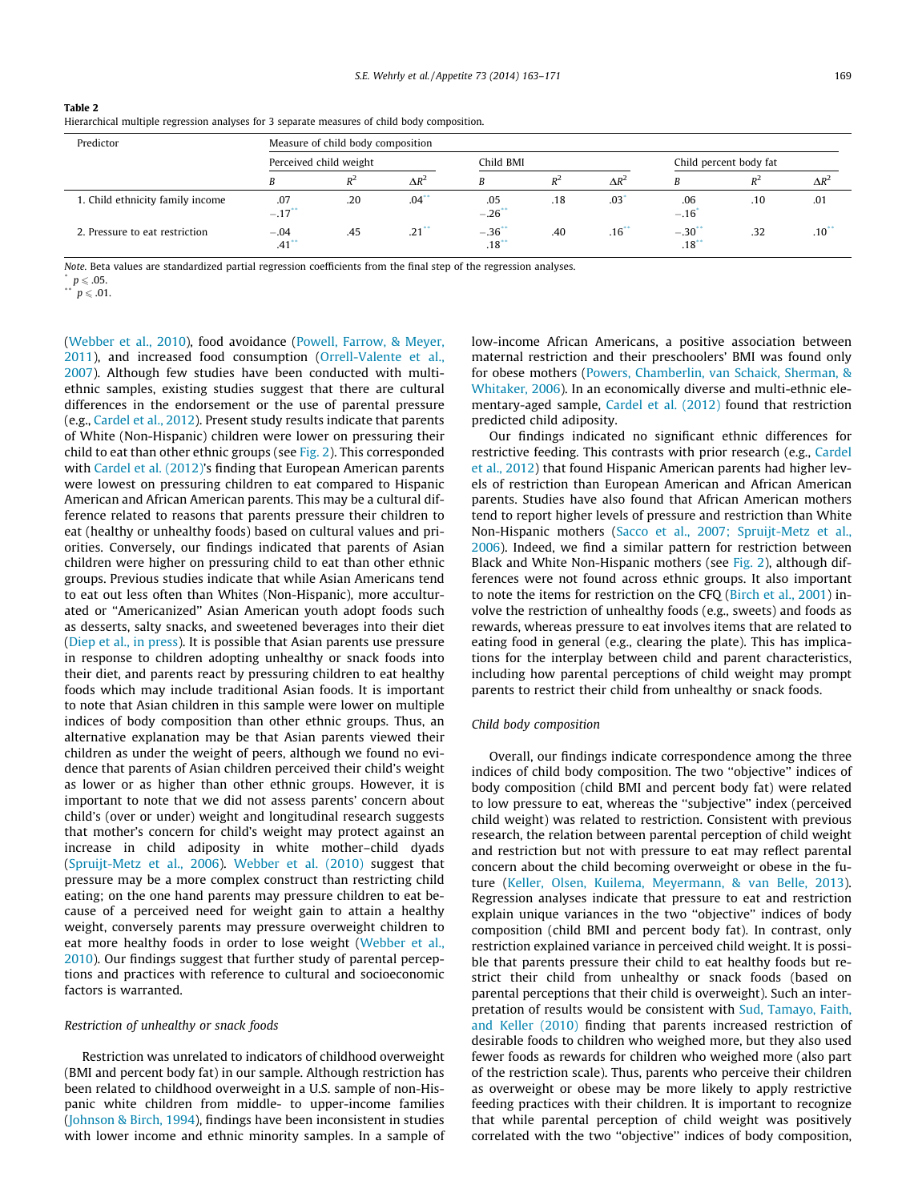**Table 2**
Hierarchical multiple regression analyses for 3 separate measures of child body composition.

| Predictor | Measure of child body composition | | | | | | | | |
|---|---|---|---|---|---|---|---|---|---|
| | Perceived child weight | | | Child BMI | | | Child percent body fat | | |
| | $B$ | $R^2$ | $\Delta R^2$ | $B$ | $R^2$ | $\Delta R^2$ | $B$ | $R^2$ | $\Delta R^2$ |
| 1. Child ethnicity family income | .07<br>−.17** | .20 | .04** | .05<br>−.26** | .18 | .03* | .06<br>−.16* | .10 | .01 |
| 2. Pressure to eat restriction | −.04<br>.41** | .45 | .21** | −.36**<br>.18** | .40 | .16** | −.30**<br>.18** | .32 | .10** |

*Note.* Beta values are standardized partial regression coefficients from the final step of the regression analyses.
* $p \leqslant .05$.
** $p \leqslant .01$.

(Webber et al., 2010), food avoidance (Powell, Farrow, & Meyer, 2011), and increased food consumption (Orrell-Valente et al., 2007). Although few studies have been conducted with multi-ethnic samples, existing studies suggest that there are cultural differences in the endorsement or the use of parental pressure (e.g., Cardel et al., 2012). Present study results indicate that parents of White (Non-Hispanic) children were lower on pressuring their child to eat than other ethnic groups (see Fig. 2). This corresponded with Cardel et al. (2012)'s finding that European American parents were lowest on pressuring children to eat compared to Hispanic American and African American parents. This may be a cultural difference related to reasons that parents pressure their children to eat (healthy or unhealthy foods) based on cultural values and priorities. Conversely, our findings indicated that parents of Asian children were higher on pressuring child to eat than other ethnic groups. Previous studies indicate that while Asian Americans tend to eat out less often than Whites (Non-Hispanic), more acculturated or "Americanized" Asian American youth adopt foods such as desserts, salty snacks, and sweetened beverages into their diet (Diep et al., in press). It is possible that Asian parents use pressure in response to children adopting unhealthy or snack foods into their diet, and parents react by pressuring children to eat healthy foods which may include traditional Asian foods. It is important to note that Asian children in this sample were lower on multiple indices of body composition than other ethnic groups. Thus, an alternative explanation may be that Asian parents viewed their children as under the weight of peers, although we found no evidence that parents of Asian children perceived their child's weight as lower or as higher than other ethnic groups. However, it is important to note that we did not assess parents' concern about child's (over or under) weight and longitudinal research suggests that mother's concern for child's weight may protect against an increase in child adiposity in white mother–child dyads (Spruijt-Metz et al., 2006). Webber et al. (2010) suggest that pressure may be a more complex construct than restricting child eating; on the one hand parents may pressure children to eat because of a perceived need for weight gain to attain a healthy weight, conversely parents may pressure overweight children to eat more healthy foods in order to lose weight (Webber et al., 2010). Our findings suggest that further study of parental perceptions and practices with reference to cultural and socioeconomic factors is warranted.

### Restriction of unhealthy or snack foods

Restriction was unrelated to indicators of childhood overweight (BMI and percent body fat) in our sample. Although restriction has been related to childhood overweight in a U.S. sample of non-Hispanic white children from middle- to upper-income families (Johnson & Birch, 1994), findings have been inconsistent in studies with lower income and ethnic minority samples. In a sample of low-income African Americans, a positive association between maternal restriction and their preschoolers' BMI was found only for obese mothers (Powers, Chamberlin, van Schaick, Sherman, & Whitaker, 2006). In an economically diverse and multi-ethnic elementary-aged sample, Cardel et al. (2012) found that restriction predicted child adiposity.

Our findings indicated no significant ethnic differences for restrictive feeding. This contrasts with prior research (e.g., Cardel et al., 2012) that found Hispanic American parents had higher levels of restriction than European American and African American parents. Studies have also found that African American mothers tend to report higher levels of pressure and restriction than White Non-Hispanic mothers (Sacco et al., 2007; Spruijt-Metz et al., 2006). Indeed, we find a similar pattern for restriction between Black and White Non-Hispanic mothers (see Fig. 2), although differences were not found across ethnic groups. It also important to note the items for restriction on the CFQ (Birch et al., 2001) involve the restriction of unhealthy foods (e.g., sweets) and foods as rewards, whereas pressure to eat involves items that are related to eating food in general (e.g., clearing the plate). This has implications for the interplay between child and parent characteristics, including how parental perceptions of child weight may prompt parents to restrict their child from unhealthy or snack foods.

### Child body composition

Overall, our findings indicate correspondence among the three indices of child body composition. The two "objective" indices of body composition (child BMI and percent body fat) were related to low pressure to eat, whereas the "subjective" index (perceived child weight) was related to restriction. Consistent with previous research, the relation between parental perception of child weight and restriction but not with pressure to eat may reflect parental concern about the child becoming overweight or obese in the future (Keller, Olsen, Kuilema, Meyermann, & van Belle, 2013). Regression analyses indicate that pressure to eat and restriction explain unique variances in the two "objective" indices of body composition (child BMI and percent body fat). In contrast, only restriction explained variance in perceived child weight. It is possible that parents pressure their child to eat healthy foods but restrict their child from unhealthy or snack foods (based on parental perceptions that their child is overweight). Such an interpretation of results would be consistent with Sud, Tamayo, Faith, and Keller (2010) finding that parents increased restriction of desirable foods to children who weighed more, but they also used fewer foods as rewards for children who weighed more (also part of the restriction scale). Thus, parents who perceive their children as overweight or obese may be more likely to apply restrictive feeding practices with their children. It is important to recognize that while parental perception of child weight was positively correlated with the two "objective" indices of body composition,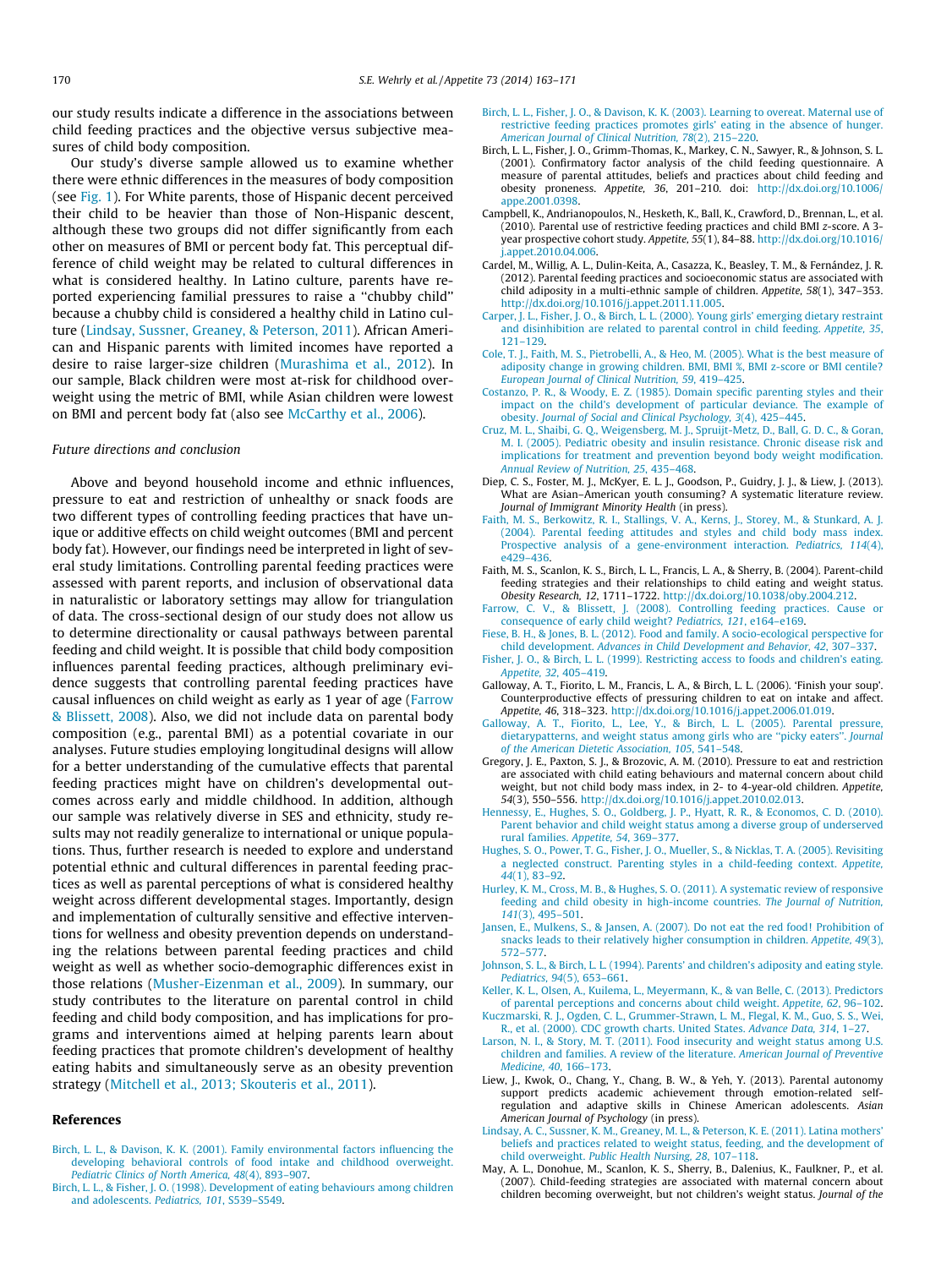our study results indicate a difference in the associations between child feeding practices and the objective versus subjective measures of child body composition.

Our study's diverse sample allowed us to examine whether there were ethnic differences in the measures of body composition (see Fig. 1). For White parents, those of Hispanic decent perceived their child to be heavier than those of Non-Hispanic descent, although these two groups did not differ significantly from each other on measures of BMI or percent body fat. This perceptual difference of child weight may be related to cultural differences in what is considered healthy. In Latino culture, parents have reported experiencing familial pressures to raise a ''chubby child'' because a chubby child is considered a healthy child in Latino culture (Lindsay, Sussner, Greaney, & Peterson, 2011). African American and Hispanic parents with limited incomes have reported a desire to raise larger-size children (Murashima et al., 2012). In our sample, Black children were most at-risk for childhood overweight using the metric of BMI, while Asian children were lowest on BMI and percent body fat (also see McCarthy et al., 2006).

### Future directions and conclusion

Above and beyond household income and ethnic influences, pressure to eat and restriction of unhealthy or snack foods are two different types of controlling feeding practices that have unique or additive effects on child weight outcomes (BMI and percent body fat). However, our findings need be interpreted in light of several study limitations. Controlling parental feeding practices were assessed with parent reports, and inclusion of observational data in naturalistic or laboratory settings may allow for triangulation of data. The cross-sectional design of our study does not allow us to determine directionality or causal pathways between parental feeding and child weight. It is possible that child body composition influences parental feeding practices, although preliminary evidence suggests that controlling parental feeding practices have causal influences on child weight as early as 1 year of age (Farrow & Blissett, 2008). Also, we did not include data on parental body composition (e.g., parental BMI) as a potential covariate in our analyses. Future studies employing longitudinal designs will allow for a better understanding of the cumulative effects that parental feeding practices might have on children's developmental outcomes across early and middle childhood. In addition, although our sample was relatively diverse in SES and ethnicity, study results may not readily generalize to international or unique populations. Thus, further research is needed to explore and understand potential ethnic and cultural differences in parental feeding practices as well as parental perceptions of what is considered healthy weight across different developmental stages. Importantly, design and implementation of culturally sensitive and effective interventions for wellness and obesity prevention depends on understanding the relations between parental feeding practices and child weight as well as whether socio-demographic differences exist in those relations (Musher-Eizenman et al., 2009). In summary, our study contributes to the literature on parental control in child feeding and child body composition, and has implications for programs and interventions aimed at helping parents learn about feeding practices that promote children's development of healthy eating habits and simultaneously serve as an obesity prevention strategy (Mitchell et al., 2013; Skouteris et al., 2011).

## References

Birch, L. L., & Davison, K. K. (2001). Family environmental factors influencing the developing behavioral controls of food intake and childhood overweight. *Pediatric Clinics of North America, 48*(4), 893–907.

Birch, L. L., & Fisher, J. O. (1998). Development of eating behaviours among children and adolescents. *Pediatrics, 101*, S539–S549.

Birch, L. L., Fisher, J. O., & Davison, K. K. (2003). Learning to overeat. Maternal use of restrictive feeding practices promotes girls' eating in the absence of hunger. *American Journal of Clinical Nutrition, 78*(2), 215–220.

Birch, L. L., Fisher, J. O., Grimm-Thomas, K., Markey, C. N., Sawyer, R., & Johnson, S. L. (2001). Confirmatory factor analysis of the child feeding questionnaire. A measure of parental attitudes, beliefs and practices about child feeding and obesity proneness. *Appetite, 36*, 201–210. doi: http://dx.doi.org/10.1006/appe.2001.0398.

Campbell, K., Andrianopoulos, N., Hesketh, K., Ball, K., Crawford, D., Brennan, L., et al. (2010). Parental use of restrictive feeding practices and child BMI *z*-score. A 3-year prospective cohort study. *Appetite, 55*(1), 84–88. http://dx.doi.org/10.1016/j.appet.2010.04.006.

Cardel, M., Willig, A. L., Dulin-Keita, A., Casazza, K., Beasley, T. M., & Fernández, J. R. (2012). Parental feeding practices and socioeconomic status are associated with child adiposity in a multi-ethnic sample of children. *Appetite, 58*(1), 347–353. http://dx.doi.org/10.1016/j.appet.2011.11.005.

Carper, J. L., Fisher, J. O., & Birch, L. L. (2000). Young girls' emerging dietary restraint and disinhibition are related to parental control in child feeding. *Appetite, 35*, 121–129.

Cole, T. J., Faith, M. S., Pietrobelli, A., & Heo, M. (2005). What is the best measure of adiposity change in growing children. BMI, BMI %, BMI z-score or BMI centile? *European Journal of Clinical Nutrition, 59*, 419–425.

Costanzo, P. R., & Woody, E. Z. (1985). Domain specific parenting styles and their impact on the child's development of particular deviance. The example of obesity. *Journal of Social and Clinical Psychology, 3*(4), 425–445.

Cruz, M. L., Shaibi, G. Q., Weigensberg, M. J., Spruijt-Metz, D., Ball, G. D. C., & Goran, M. I. (2005). Pediatric obesity and insulin resistance. Chronic disease risk and implications for treatment and prevention beyond body weight modification. *Annual Review of Nutrition, 25*, 435–468.

Diep, C. S., Foster, M. J., McKyer, E. L. J., Goodson, P., Guidry, J. J., & Liew, J. (2013). What are Asian–American youth consuming? A systematic literature review. *Journal of Immigrant Minority Health* (in press).

Faith, M. S., Berkowitz, R. I., Stallings, V. A., Kerns, J., Storey, M., & Stunkard, A. J. (2004). Parental feeding attitudes and styles and child body mass index. Prospective analysis of a gene-environment interaction. *Pediatrics, 114*(4), e429–436.

Faith, M. S., Scanlon, K. S., Birch, L. L., Francis, L. A., & Sherry, B. (2004). Parent-child feeding strategies and their relationships to child eating and weight status. *Obesity Research, 12*, 1711–1722. http://dx.doi.org/10.1038/oby.2004.212.

Farrow, C. V., & Blissett, J. (2008). Controlling feeding practices. Cause or consequence of early child weight? *Pediatrics, 121*, e164–e169.

Fiese, B. H., & Jones, B. L. (2012). Food and family. A socio-ecological perspective for child development. *Advances in Child Development and Behavior, 42*, 307–337.

Fisher, J. O., & Birch, L. L. (1999). Restricting access to foods and children's eating. *Appetite, 32*, 405–419.

Galloway, A. T., Fiorito, L. M., Francis, L. A., & Birch, L. L. (2006). 'Finish your soup'. Counterproductive effects of pressuring children to eat on intake and affect. *Appetite, 46*, 318–323. http://dx.doi.org/10.1016/j.appet.2006.01.019.

Galloway, A. T., Fiorito, L., Lee, Y., & Birch, L. L. (2005). Parental pressure, dietarypatterns, and weight status among girls who are ''picky eaters''. *Journal of the American Dietetic Association, 105*, 541–548.

Gregory, J. E., Paxton, S. J., & Brozovic, A. M. (2010). Pressure to eat and restriction are associated with child eating behaviours and maternal concern about child weight, but not child body mass index, in 2- to 4-year-old children. *Appetite, 54*(3), 550–556. http://dx.doi.org/10.1016/j.appet.2010.02.013.

Hennessy, E., Hughes, S. O., Goldberg, J. P., Hyatt, R. R., & Economos, C. D. (2010). Parent behavior and child weight status among a diverse group of underserved rural families. *Appetite, 54*, 369–377.

Hughes, S. O., Power, T. G., Fisher, J. O., Mueller, S., & Nicklas, T. A. (2005). Revisiting a neglected construct. Parenting styles in a child-feeding context. *Appetite, 44*(1), 83–92.

Hurley, K. M., Cross, M. B., & Hughes, S. O. (2011). A systematic review of responsive feeding and child obesity in high-income countries. *The Journal of Nutrition, 141*(3), 495–501.

Jansen, E., Mulkens, S., & Jansen, A. (2007). Do not eat the red food! Prohibition of snacks leads to their relatively higher consumption in children. *Appetite, 49*(3), 572–577.

Johnson, S. L., & Birch, L. L. (1994). Parents' and children's adiposity and eating style. *Pediatrics, 94*(5), 653–661.

Keller, K. L., Olsen, A., Kuilema, L., Meyermann, K., & van Belle, C. (2013). Predictors of parental perceptions and concerns about child weight. *Appetite, 62*, 96–102.

Kuczmarski, R. J., Ogden, C. L., Grummer-Strawn, L. M., Flegal, K. M., Guo, S. S., Wei, R., et al. (2000). CDC growth charts. United States. *Advance Data, 314*, 1–27.

Larson, N. I., & Story, M. T. (2011). Food insecurity and weight status among U.S. children and families. A review of the literature. *American Journal of Preventive Medicine, 40*, 166–173.

Liew, J., Kwok, O., Chang, Y., Chang, B. W., & Yeh, Y. (2013). Parental autonomy support predicts academic achievement through emotion-related self-regulation and adaptive skills in Chinese American adolescents. *Asian American Journal of Psychology* (in press).

Lindsay, A. C., Sussner, K. M., Greaney, M. L., & Peterson, K. E. (2011). Latina mothers' beliefs and practices related to weight status, feeding, and the development of child overweight. *Public Health Nursing, 28*, 107–118.

May, A. L., Donohue, M., Scanlon, K. S., Sherry, B., Dalenius, K., Faulkner, P., et al. (2007). Child-feeding strategies are associated with maternal concern about children becoming overweight, but not children's weight status. *Journal of the*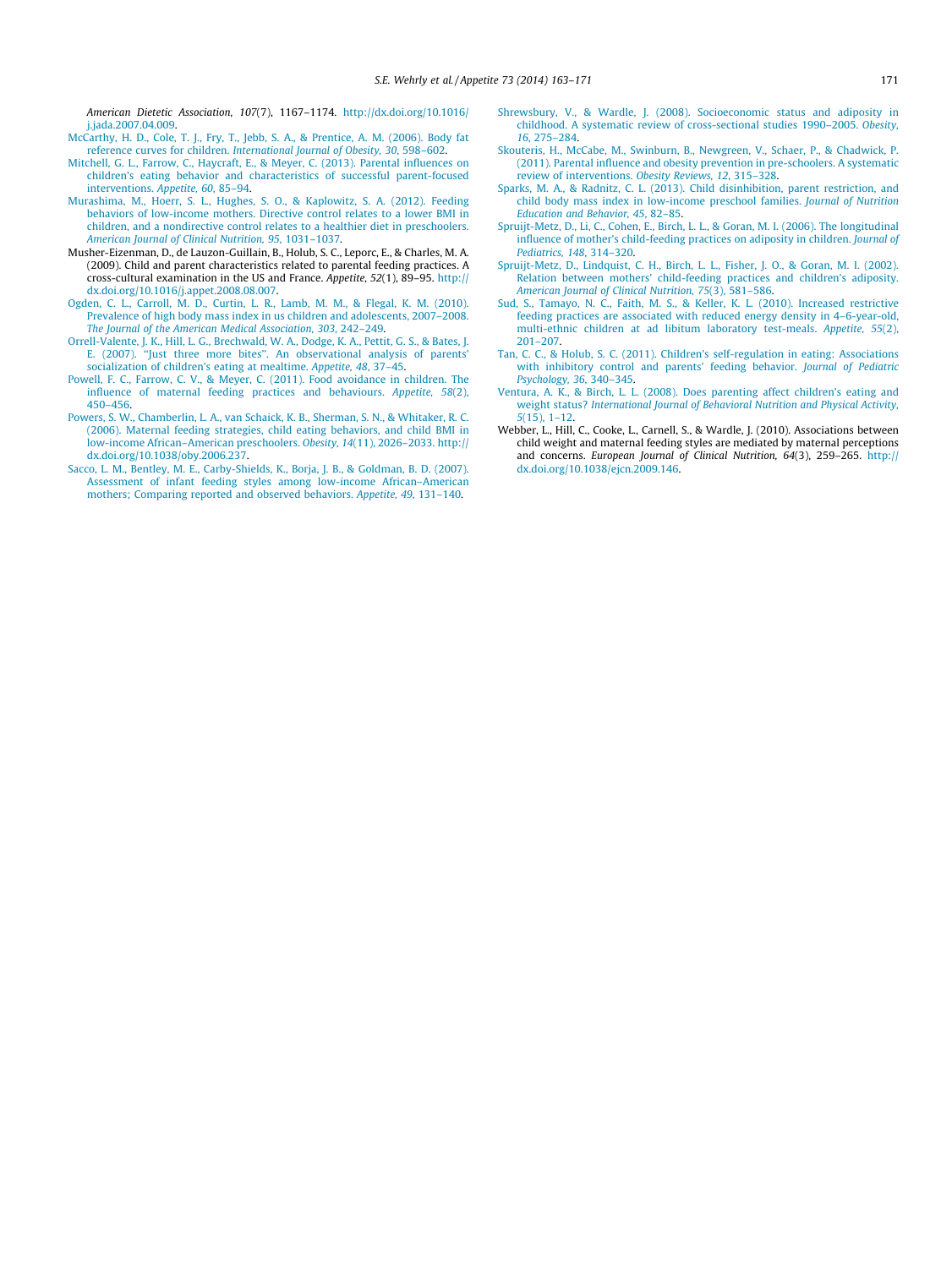*American Dietetic Association, 107*(7), 1167–1174. http://dx.doi.org/10.1016/j.jada.2007.04.009.

McCarthy, H. D., Cole, T. J., Fry, T., Jebb, S. A., & Prentice, A. M. (2006). Body fat reference curves for children. *International Journal of Obesity, 30*, 598–602.

Mitchell, G. L., Farrow, C., Haycraft, E., & Meyer, C. (2013). Parental influences on children's eating behavior and characteristics of successful parent-focused interventions. *Appetite, 60*, 85–94.

Murashima, M., Hoerr, S. L., Hughes, S. O., & Kaplowitz, S. A. (2012). Feeding behaviors of low-income mothers. Directive control relates to a lower BMI in children, and a nondirective control relates to a healthier diet in preschoolers. *American Journal of Clinical Nutrition, 95*, 1031–1037.

Musher-Eizenman, D., de Lauzon-Guillain, B., Holub, S. C., Leporc, E., & Charles, M. A. (2009). Child and parent characteristics related to parental feeding practices. A cross-cultural examination in the US and France. *Appetite, 52*(1), 89–95. http://dx.doi.org/10.1016/j.appet.2008.08.007.

Ogden, C. L., Carroll, M. D., Curtin, L. R., Lamb, M. M., & Flegal, K. M. (2010). Prevalence of high body mass index in us children and adolescents, 2007–2008. *The Journal of the American Medical Association, 303*, 242–249.

Orrell-Valente, J. K., Hill, L. G., Brechwald, W. A., Dodge, K. A., Pettit, G. S., & Bates, J. E. (2007). "Just three more bites". An observational analysis of parents' socialization of children's eating at mealtime. *Appetite, 48*, 37–45.

Powell, F. C., Farrow, C. V., & Meyer, C. (2011). Food avoidance in children. The influence of maternal feeding practices and behaviours. *Appetite, 58*(2), 450–456.

Powers, S. W., Chamberlin, L. A., van Schaick, K. B., Sherman, S. N., & Whitaker, R. C. (2006). Maternal feeding strategies, child eating behaviors, and child BMI in low-income African–American preschoolers. *Obesity, 14*(11), 2026–2033. http://dx.doi.org/10.1038/oby.2006.237.

Sacco, L. M., Bentley, M. E., Carby-Shields, K., Borja, J. B., & Goldman, B. D. (2007). Assessment of infant feeding styles among low-income African–American mothers; Comparing reported and observed behaviors. *Appetite, 49*, 131–140.

Shrewsbury, V., & Wardle, J. (2008). Socioeconomic status and adiposity in childhood. A systematic review of cross-sectional studies 1990–2005. *Obesity, 16*, 275–284.

Skouteris, H., McCabe, M., Swinburn, B., Newgreen, V., Schaer, P., & Chadwick, P. (2011). Parental influence and obesity prevention in pre-schoolers. A systematic review of interventions. *Obesity Reviews, 12*, 315–328.

Sparks, M. A., & Radnitz, C. L. (2013). Child disinhibition, parent restriction, and child body mass index in low-income preschool families. *Journal of Nutrition Education and Behavior, 45*, 82–85.

Spruijt-Metz, D., Li, C., Cohen, E., Birch, L. L., & Goran, M. I. (2006). The longitudinal influence of mother's child-feeding practices on adiposity in children. *Journal of Pediatrics, 148*, 314–320.

Spruijt-Metz, D., Lindquist, C. H., Birch, L. L., Fisher, J. O., & Goran, M. I. (2002). Relation between mothers' child-feeding practices and children's adiposity. *American Journal of Clinical Nutrition, 75*(3), 581–586.

Sud, S., Tamayo, N. C., Faith, M. S., & Keller, K. L. (2010). Increased restrictive feeding practices are associated with reduced energy density in 4–6-year-old, multi-ethnic children at ad libitum laboratory test-meals. *Appetite, 55*(2), 201–207.

Tan, C. C., & Holub, S. C. (2011). Children's self-regulation in eating: Associations with inhibitory control and parents' feeding behavior. *Journal of Pediatric Psychology, 36*, 340–345.

Ventura, A. K., & Birch, L. L. (2008). Does parenting affect children's eating and weight status? *International Journal of Behavioral Nutrition and Physical Activity, 5*(15), 1–12.

Webber, L., Hill, C., Cooke, L., Carnell, S., & Wardle, J. (2010). Associations between child weight and maternal feeding styles are mediated by maternal perceptions and concerns. *European Journal of Clinical Nutrition, 64*(3), 259–265. http://dx.doi.org/10.1038/ejcn.2009.146.